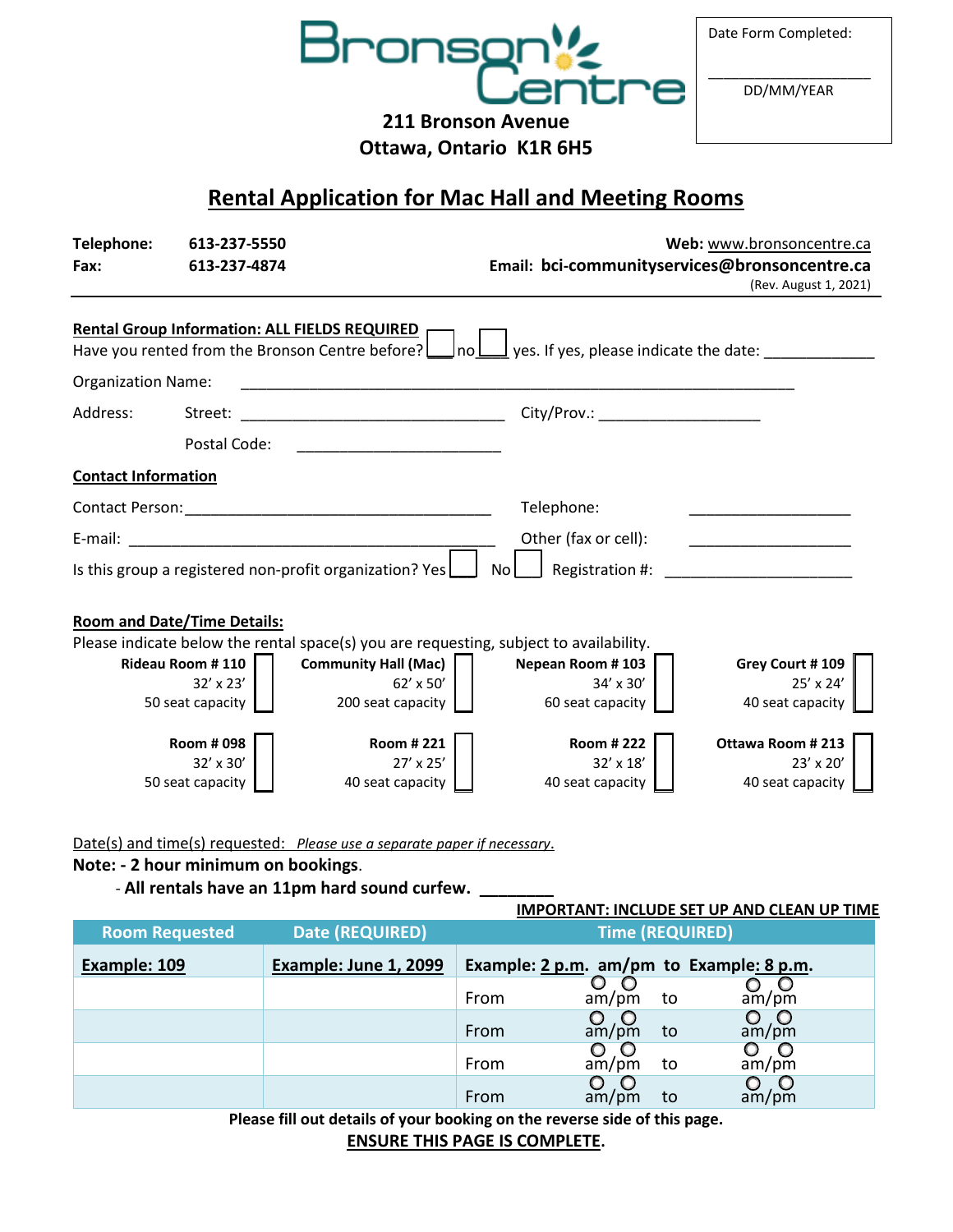Bronson Centre

**211 Bronson Avenue**
**Ottawa, Ontario K1R 6H5**

Date Form Completed:

____________________
DD/MM/YEAR

# Rental Application for Mac Hall and Meeting Rooms

**Telephone:** 613-237-5550
**Fax:** 613-237-4874

**Web:** www.bronsoncentre.ca
**Email: bci-communityservices@bronsoncentre.ca**
(Rev. August 1, 2021)

**Rental Group Information: ALL FIELDS REQUIRED**

Have you rented from the Bronson Centre before? ☐ no ☐ yes. If yes, please indicate the date: ____________

Organization Name: ______________________________________________________________

Address: Street: ______________________________ City/Prov.: __________________

Postal Code: ________________________

**Contact Information**

Contact Person: ___________________________________ Telephone: __________________

E-mail: ___________________________________________ Other (fax or cell): __________________

Is this group a registered non-profit organization? Yes ☐ No ☐ Registration #: ______________________

**Room and Date/Time Details:**

Please indicate below the rental space(s) you are requesting, subject to availability.

- **Rideau Room # 110** – 32' x 23' – 50 seat capacity ☐
- **Community Hall (Mac)** – 62' x 50' – 200 seat capacity ☐
- **Nepean Room # 103** – 34' x 30' – 60 seat capacity ☐
- **Grey Court # 109** – 25' x 24' – 40 seat capacity ☐
- **Room # 098** – 32' x 30' – 50 seat capacity ☐
- **Room # 221** – 27' x 25' – 40 seat capacity ☐
- **Room # 222** – 32' x 18' – 40 seat capacity ☐
- **Ottawa Room # 213** – 23' x 20' – 40 seat capacity ☐

Date(s) and time(s) requested: *Please use a separate paper if necessary.*

**Note: - 2 hour minimum on bookings**.

**- All rentals have an 11pm hard sound curfew. ________**

**IMPORTANT: INCLUDE SET UP AND CLEAN UP TIME**

| Room Requested | Date (REQUIRED) | Time (REQUIRED) |
|---|---|---|
| **Example: 109** | **Example: June 1, 2099** | **Example: 2 p.m. am/pm to Example: 8 p.m.** |
| | | From ○ am/○ pm to ○ am/○ pm |
| | | From ○ am/○ pm to ○ am/○ pm |
| | | From ○ am/○ pm to ○ am/○ pm |
| | | From ○ am/○ pm to ○ am/○ pm |

**Please fill out details of your booking on the reverse side of this page.**

**ENSURE THIS PAGE IS COMPLETE.**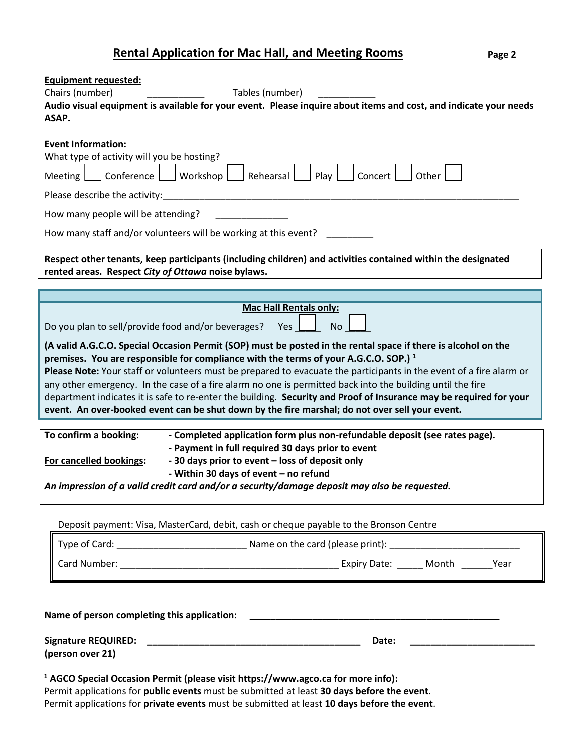## Rental Application for Mac Hall, and Meeting Rooms

**Equipment requested:**

Chairs (number) ___________ Tables (number) ___________

**Audio visual equipment is available for your event. Please inquire about items and cost, and indicate your needs ASAP.**

**Event Information:**

What type of activity will you be hosting?

Meeting ☐ Conference ☐ Workshop ☐ Rehearsal ☐ Play ☐ Concert ☐ Other ☐

Please describe the activity:_______________________________________________________________________

How many people will be attending? ______________

How many staff and/or volunteers will be working at this event? _________

**Respect other tenants, keep participants (including children) and activities contained within the designated rented areas. Respect *City of Ottawa* noise bylaws.**

**Mac Hall Rentals only:**

Do you plan to sell/provide food and/or beverages? Yes ☐ No ☐

**(A valid A.G.C.O. Special Occasion Permit (SOP) must be posted in the rental space if there is alcohol on the premises. You are responsible for compliance with the terms of your A.G.C.O. SOP.)** [1]

**Please Note:** Your staff or volunteers must be prepared to evacuate the participants in the event of a fire alarm or any other emergency. In the case of a fire alarm no one is permitted back into the building until the fire department indicates it is safe to re-enter the building. **Security and Proof of Insurance may be required for your event. An over-booked event can be shut down by the fire marshal; do not over sell your event.**

| | |
|---|---|
| **To confirm a booking:** | **- Completed application form plus non-refundable deposit (see rates page).** |
| | **- Payment in full required 30 days prior to event** |
| **For cancelled bookings:** | **- 30 days prior to event – loss of deposit only** |
| | **- Within 30 days of event – no refund** |

***An impression of a valid credit card and/or a security/damage deposit may also be requested.***

Deposit payment: Visa, MasterCard, debit, cash or cheque payable to the Bronson Centre

Type of Card: ________________________ Name on the card (please print): ________________________

Card Number: __________________________________________ Expiry Date: _____ Month ______Year

**Name of person completing this application:** ________________________________________________

**Signature REQUIRED: (person over 21)** __________________________________________ **Date:** ________________________

[1] **AGCO Special Occasion Permit (please visit https://www.agco.ca for more info):**
Permit applications for **public events** must be submitted at least **30 days before the event**.
Permit applications for **private events** must be submitted at least **10 days before the event**.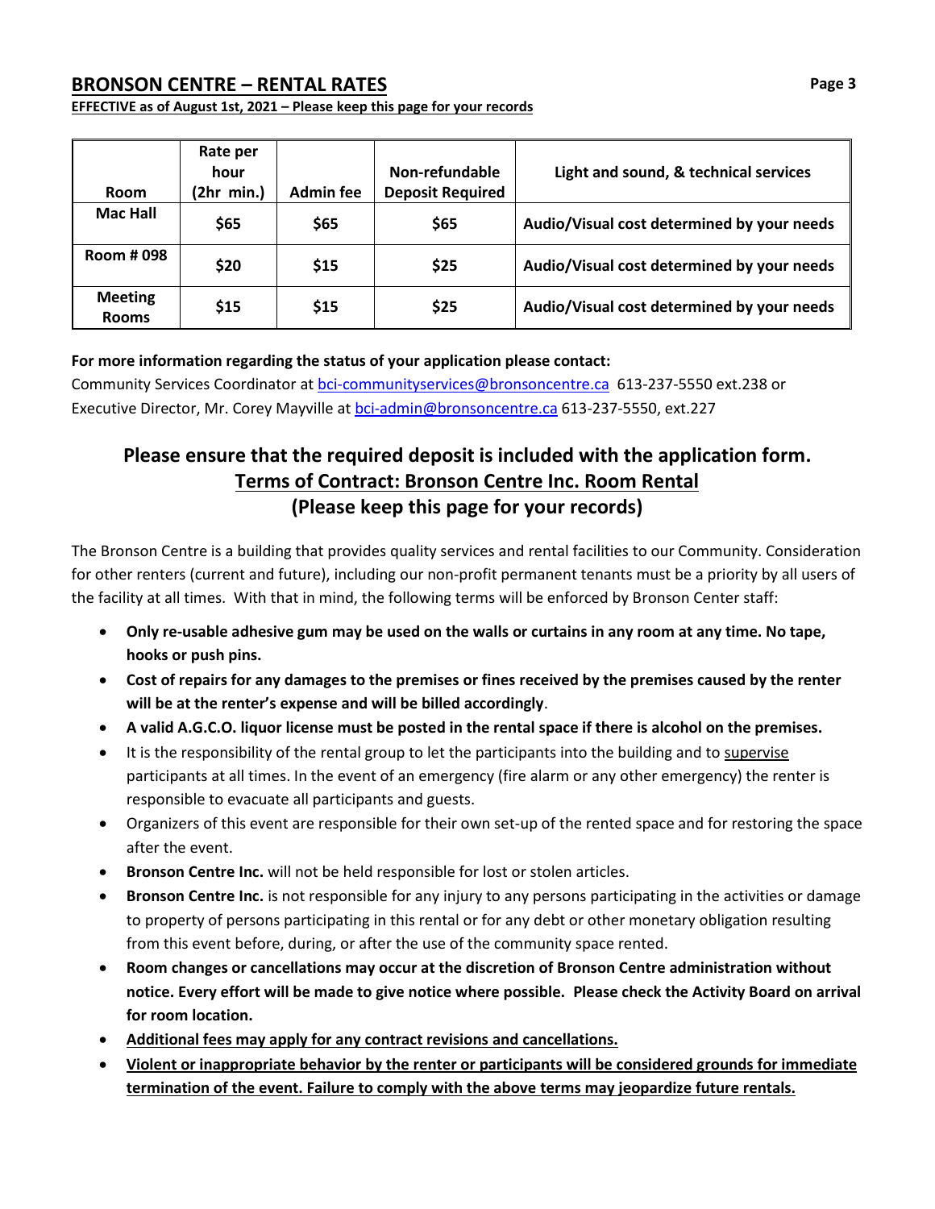## BRONSON CENTRE – RENTAL RATES

**EFFECTIVE as of August 1st, 2021 – Please keep this page for your records**

| Room | Rate per hour (2hr min.) | Admin fee | Non-refundable Deposit Required | Light and sound, & technical services |
|---|---|---|---|---|
| **Mac Hall** | **$65** | **$65** | **$65** | **Audio/Visual cost determined by your needs** |
| **Room # 098** | **$20** | **$15** | **$25** | **Audio/Visual cost determined by your needs** |
| **Meeting Rooms** | **$15** | **$15** | **$25** | **Audio/Visual cost determined by your needs** |

**For more information regarding the status of your application please contact:**

Community Services Coordinator at bci-communityservices@bronsoncentre.ca 613-237-5550 ext.238 or
Executive Director, Mr. Corey Mayville at bci-admin@bronsoncentre.ca 613-237-5550, ext.227

## Please ensure that the required deposit is included with the application form.

## Terms of Contract: Bronson Centre Inc. Room Rental

## (Please keep this page for your records)

The Bronson Centre is a building that provides quality services and rental facilities to our Community. Consideration for other renters (current and future), including our non-profit permanent tenants must be a priority by all users of the facility at all times. With that in mind, the following terms will be enforced by Bronson Center staff:

- **Only re-usable adhesive gum may be used on the walls or curtains in any room at any time. No tape, hooks or push pins.**
- **Cost of repairs for any damages to the premises or fines received by the premises caused by the renter will be at the renter's expense and will be billed accordingly**.
- **A valid A.G.C.O. liquor license must be posted in the rental space if there is alcohol on the premises.**
- It is the responsibility of the rental group to let the participants into the building and to supervise participants at all times. In the event of an emergency (fire alarm or any other emergency) the renter is responsible to evacuate all participants and guests.
- Organizers of this event are responsible for their own set-up of the rented space and for restoring the space after the event.
- **Bronson Centre Inc.** will not be held responsible for lost or stolen articles.
- **Bronson Centre Inc.** is not responsible for any injury to any persons participating in the activities or damage to property of persons participating in this rental or for any debt or other monetary obligation resulting from this event before, during, or after the use of the community space rented.
- **Room changes or cancellations may occur at the discretion of Bronson Centre administration without notice. Every effort will be made to give notice where possible. Please check the Activity Board on arrival for room location.**
- **Additional fees may apply for any contract revisions and cancellations.**
- **Violent or inappropriate behavior by the renter or participants will be considered grounds for immediate termination of the event. Failure to comply with the above terms may jeopardize future rentals.**